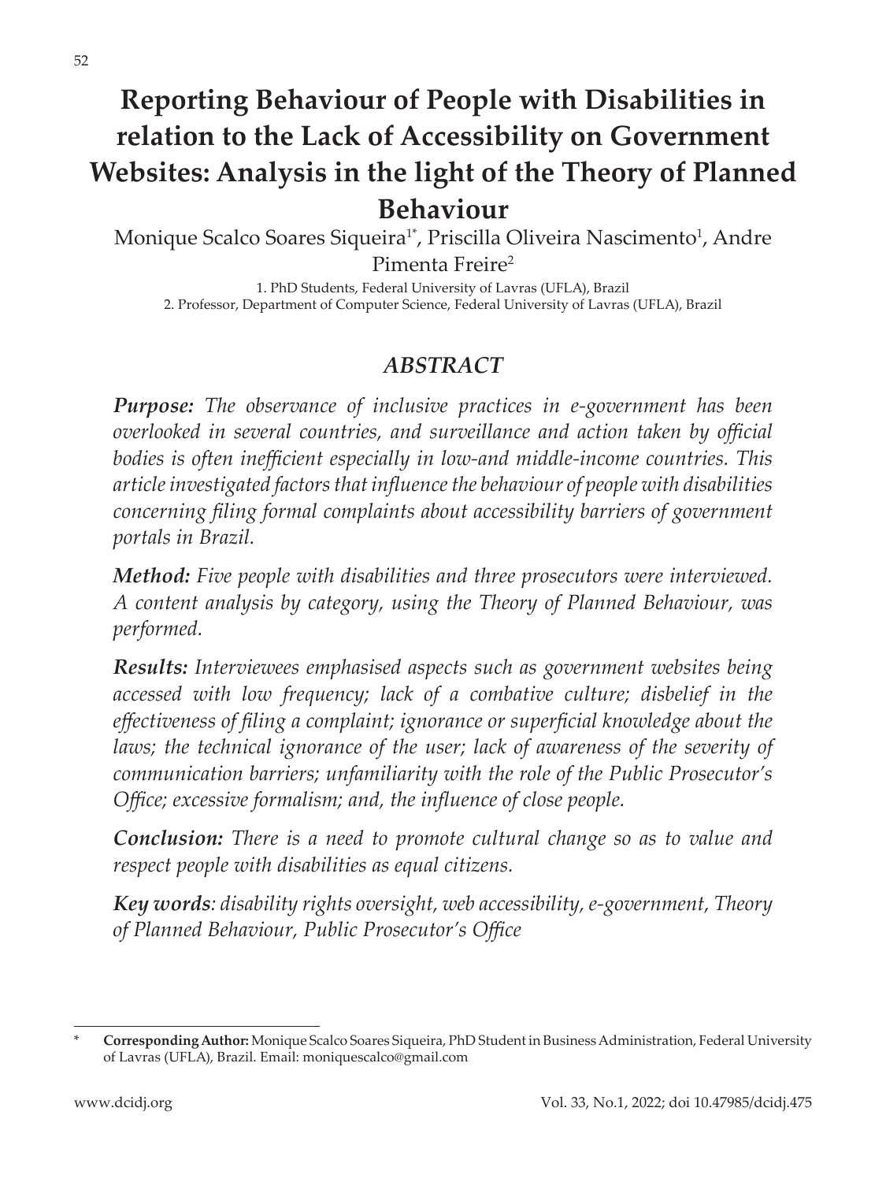# Reporting Behaviour of People with Disabilities in relation to the Lack of Accessibility on Government Websites: Analysis in the light of the Theory of Planned Behaviour

Monique Scalco Soares Siqueira[1*], Priscilla Oliveira Nascimento[1], Andre Pimenta Freire[2]

1. PhD Students, Federal University of Lavras (UFLA), Brazil
2. Professor, Department of Computer Science, Federal University of Lavras (UFLA), Brazil

## *ABSTRACT*

***Purpose:*** *The observance of inclusive practices in e-government has been overlooked in several countries, and surveillance and action taken by official bodies is often inefficient especially in low-and middle-income countries. This article investigated factors that influence the behaviour of people with disabilities concerning filing formal complaints about accessibility barriers of government portals in Brazil.*

***Method:*** *Five people with disabilities and three prosecutors were interviewed. A content analysis by category, using the Theory of Planned Behaviour, was performed.*

***Results:*** *Interviewees emphasised aspects such as government websites being accessed with low frequency; lack of a combative culture; disbelief in the effectiveness of filing a complaint; ignorance or superficial knowledge about the laws; the technical ignorance of the user; lack of awareness of the severity of communication barriers; unfamiliarity with the role of the Public Prosecutor's Office; excessive formalism; and, the influence of close people.*

***Conclusion:*** *There is a need to promote cultural change so as to value and respect people with disabilities as equal citizens.*

***Key words***: *disability rights oversight, web accessibility, e-government, Theory of Planned Behaviour, Public Prosecutor's Office*

---

\* **Corresponding Author:** Monique Scalco Soares Siqueira, PhD Student in Business Administration, Federal University of Lavras (UFLA), Brazil. Email: moniquescalco@gmail.com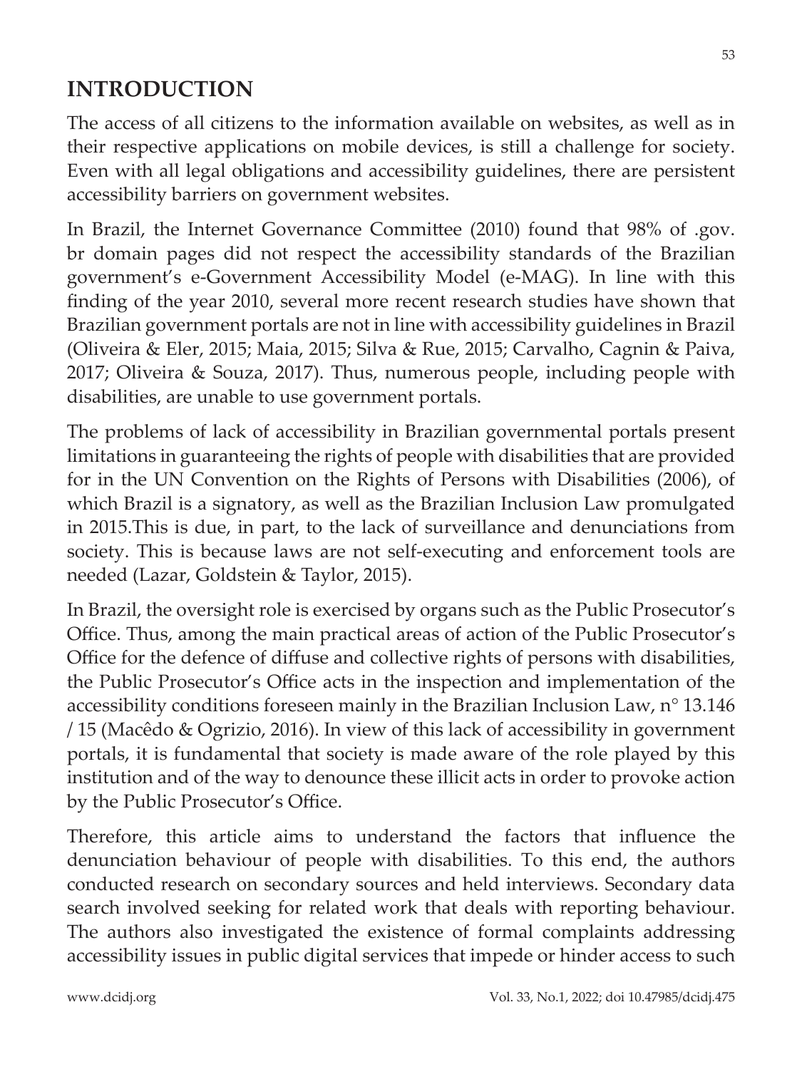## INTRODUCTION

The access of all citizens to the information available on websites, as well as in their respective applications on mobile devices, is still a challenge for society. Even with all legal obligations and accessibility guidelines, there are persistent accessibility barriers on government websites.

In Brazil, the Internet Governance Committee (2010) found that 98% of .gov.br domain pages did not respect the accessibility standards of the Brazilian government's e-Government Accessibility Model (e-MAG). In line with this finding of the year 2010, several more recent research studies have shown that Brazilian government portals are not in line with accessibility guidelines in Brazil (Oliveira & Eler, 2015; Maia, 2015; Silva & Rue, 2015; Carvalho, Cagnin & Paiva, 2017; Oliveira & Souza, 2017). Thus, numerous people, including people with disabilities, are unable to use government portals.

The problems of lack of accessibility in Brazilian governmental portals present limitations in guaranteeing the rights of people with disabilities that are provided for in the UN Convention on the Rights of Persons with Disabilities (2006), of which Brazil is a signatory, as well as the Brazilian Inclusion Law promulgated in 2015.This is due, in part, to the lack of surveillance and denunciations from society. This is because laws are not self-executing and enforcement tools are needed (Lazar, Goldstein & Taylor, 2015).

In Brazil, the oversight role is exercised by organs such as the Public Prosecutor's Office. Thus, among the main practical areas of action of the Public Prosecutor's Office for the defence of diffuse and collective rights of persons with disabilities, the Public Prosecutor's Office acts in the inspection and implementation of the accessibility conditions foreseen mainly in the Brazilian Inclusion Law, n° 13.146 / 15 (Macêdo & Ogrizio, 2016). In view of this lack of accessibility in government portals, it is fundamental that society is made aware of the role played by this institution and of the way to denounce these illicit acts in order to provoke action by the Public Prosecutor's Office.

Therefore, this article aims to understand the factors that influence the denunciation behaviour of people with disabilities. To this end, the authors conducted research on secondary sources and held interviews. Secondary data search involved seeking for related work that deals with reporting behaviour. The authors also investigated the existence of formal complaints addressing accessibility issues in public digital services that impede or hinder access to such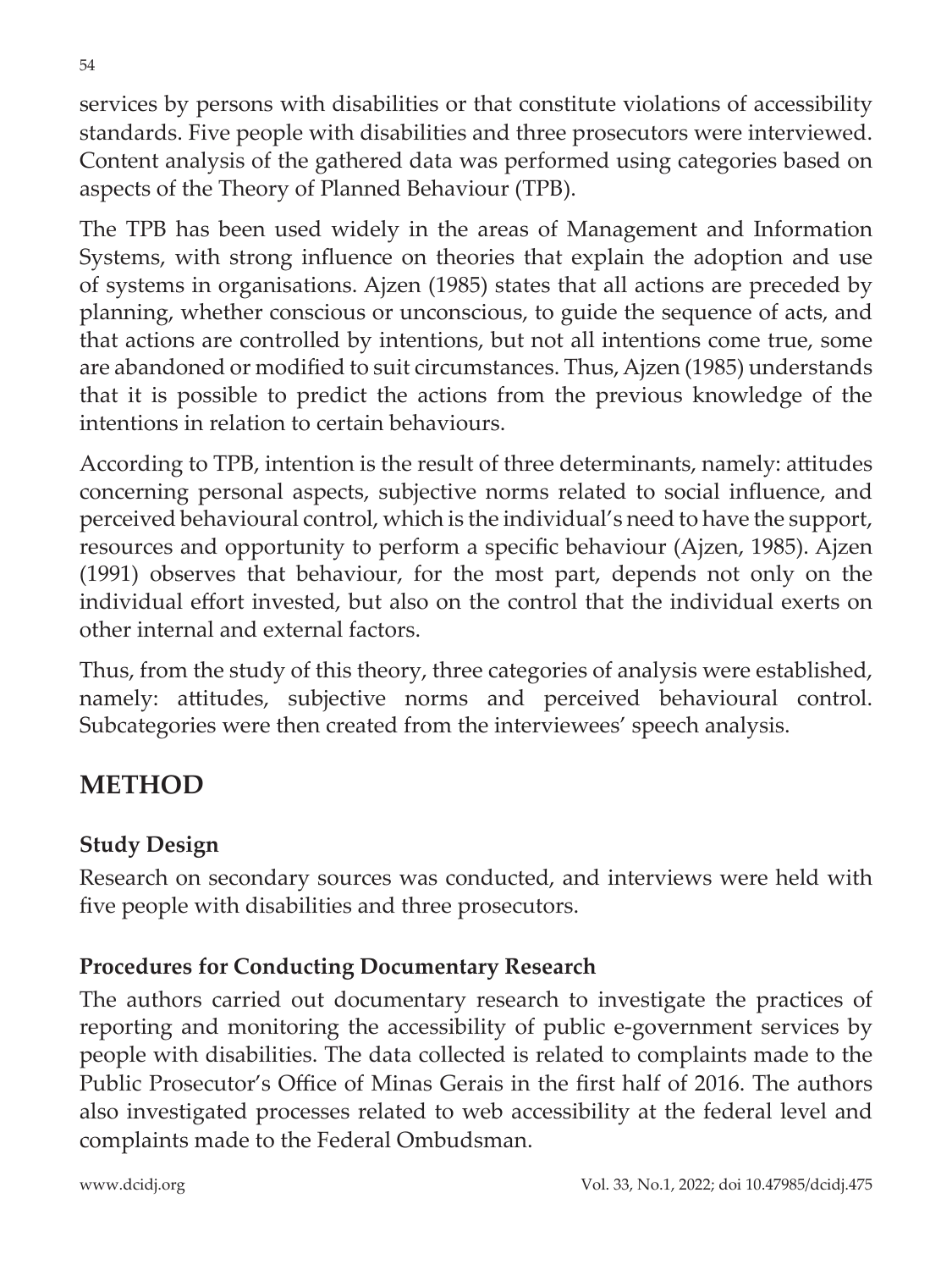services by persons with disabilities or that constitute violations of accessibility standards. Five people with disabilities and three prosecutors were interviewed. Content analysis of the gathered data was performed using categories based on aspects of the Theory of Planned Behaviour (TPB).

The TPB has been used widely in the areas of Management and Information Systems, with strong influence on theories that explain the adoption and use of systems in organisations. Ajzen (1985) states that all actions are preceded by planning, whether conscious or unconscious, to guide the sequence of acts, and that actions are controlled by intentions, but not all intentions come true, some are abandoned or modified to suit circumstances. Thus, Ajzen (1985) understands that it is possible to predict the actions from the previous knowledge of the intentions in relation to certain behaviours.

According to TPB, intention is the result of three determinants, namely: attitudes concerning personal aspects, subjective norms related to social influence, and perceived behavioural control, which is the individual's need to have the support, resources and opportunity to perform a specific behaviour (Ajzen, 1985). Ajzen (1991) observes that behaviour, for the most part, depends not only on the individual effort invested, but also on the control that the individual exerts on other internal and external factors.

Thus, from the study of this theory, three categories of analysis were established, namely: attitudes, subjective norms and perceived behavioural control. Subcategories were then created from the interviewees' speech analysis.

# METHOD

## Study Design

Research on secondary sources was conducted, and interviews were held with five people with disabilities and three prosecutors.

## Procedures for Conducting Documentary Research

The authors carried out documentary research to investigate the practices of reporting and monitoring the accessibility of public e-government services by people with disabilities. The data collected is related to complaints made to the Public Prosecutor's Office of Minas Gerais in the first half of 2016. The authors also investigated processes related to web accessibility at the federal level and complaints made to the Federal Ombudsman.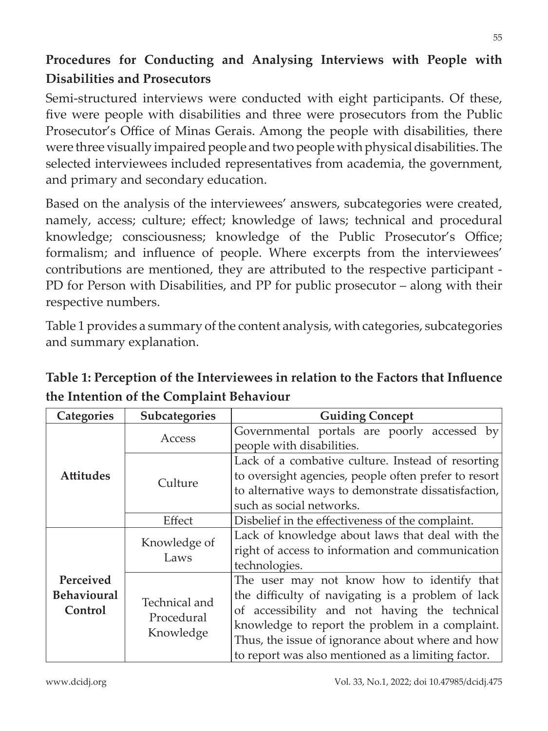## Procedures for Conducting and Analysing Interviews with People with Disabilities and Prosecutors

Semi-structured interviews were conducted with eight participants. Of these, five were people with disabilities and three were prosecutors from the Public Prosecutor's Office of Minas Gerais. Among the people with disabilities, there were three visually impaired people and two people with physical disabilities. The selected interviewees included representatives from academia, the government, and primary and secondary education.

Based on the analysis of the interviewees' answers, subcategories were created, namely, access; culture; effect; knowledge of laws; technical and procedural knowledge; consciousness; knowledge of the Public Prosecutor's Office; formalism; and influence of people. Where excerpts from the interviewees' contributions are mentioned, they are attributed to the respective participant - PD for Person with Disabilities, and PP for public prosecutor – along with their respective numbers.

Table 1 provides a summary of the content analysis, with categories, subcategories and summary explanation.

**Table 1: Perception of the Interviewees in relation to the Factors that Influence the Intention of the Complaint Behaviour**

| Categories | Subcategories | Guiding Concept |
|---|---|---|
| **Attitudes** | Access | Governmental portals are poorly accessed by people with disabilities. |
| | Culture | Lack of a combative culture. Instead of resorting to oversight agencies, people often prefer to resort to alternative ways to demonstrate dissatisfaction, such as social networks. |
| | Effect | Disbelief in the effectiveness of the complaint. |
| **Perceived Behavioural Control** | Knowledge of Laws | Lack of knowledge about laws that deal with the right of access to information and communication technologies. |
| | Technical and Procedural Knowledge | The user may not know how to identify that the difficulty of navigating is a problem of lack of accessibility and not having the technical knowledge to report the problem in a complaint. Thus, the issue of ignorance about where and how to report was also mentioned as a limiting factor. |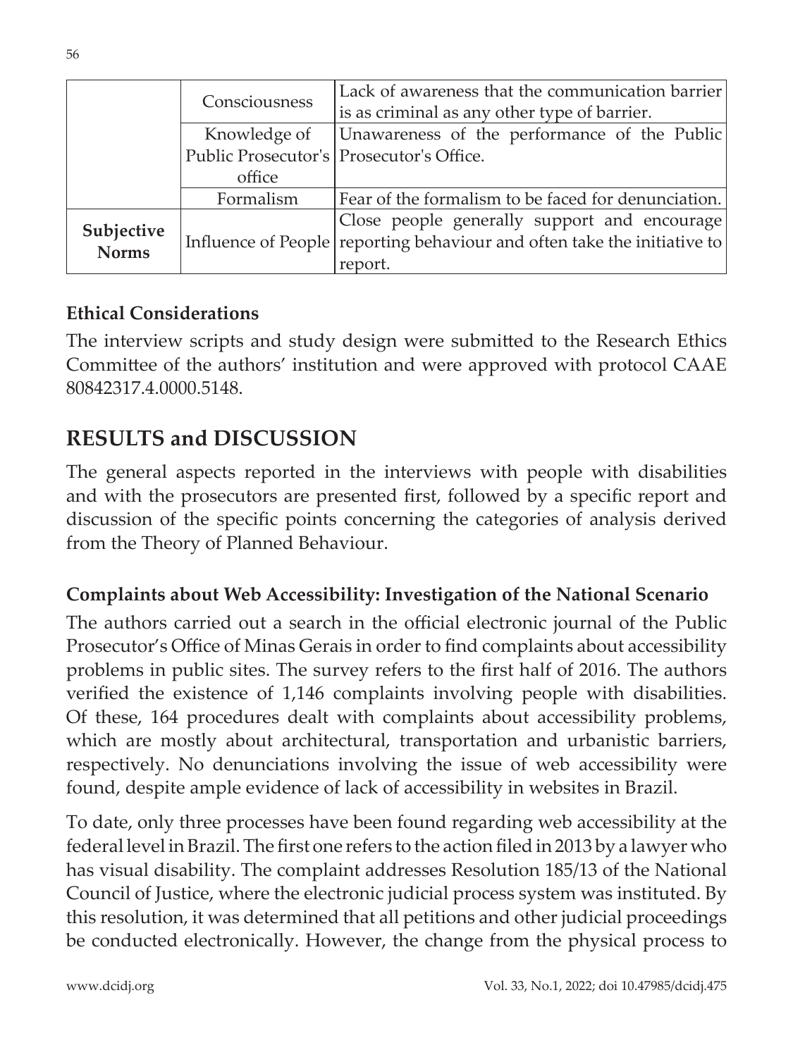| | | |
|---|---|---|
| | Consciousness | Lack of awareness that the communication barrier is as criminal as any other type of barrier. |
| | Knowledge of Public Prosecutor's office | Unawareness of the performance of the Public Prosecutor's Office. |
| | Formalism | Fear of the formalism to be faced for denunciation. |
| **Subjective Norms** | Influence of People | Close people generally support and encourage reporting behaviour and often take the initiative to report. |

### Ethical Considerations

The interview scripts and study design were submitted to the Research Ethics Committee of the authors' institution and were approved with protocol CAAE 80842317.4.0000.5148.

## RESULTS and DISCUSSION

The general aspects reported in the interviews with people with disabilities and with the prosecutors are presented first, followed by a specific report and discussion of the specific points concerning the categories of analysis derived from the Theory of Planned Behaviour.

### Complaints about Web Accessibility: Investigation of the National Scenario

The authors carried out a search in the official electronic journal of the Public Prosecutor's Office of Minas Gerais in order to find complaints about accessibility problems in public sites. The survey refers to the first half of 2016. The authors verified the existence of 1,146 complaints involving people with disabilities. Of these, 164 procedures dealt with complaints about accessibility problems, which are mostly about architectural, transportation and urbanistic barriers, respectively. No denunciations involving the issue of web accessibility were found, despite ample evidence of lack of accessibility in websites in Brazil.

To date, only three processes have been found regarding web accessibility at the federal level in Brazil. The first one refers to the action filed in 2013 by a lawyer who has visual disability. The complaint addresses Resolution 185/13 of the National Council of Justice, where the electronic judicial process system was instituted. By this resolution, it was determined that all petitions and other judicial proceedings be conducted electronically. However, the change from the physical process to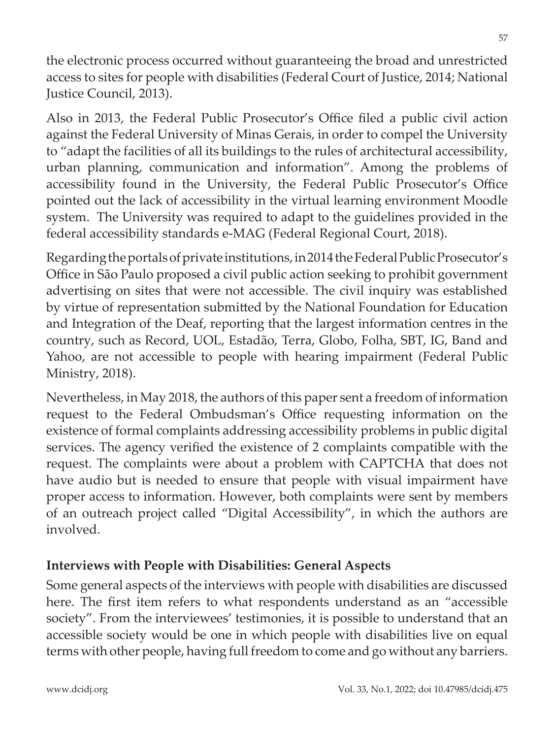the electronic process occurred without guaranteeing the broad and unrestricted access to sites for people with disabilities (Federal Court of Justice, 2014; National Justice Council, 2013).

Also in 2013, the Federal Public Prosecutor's Office filed a public civil action against the Federal University of Minas Gerais, in order to compel the University to "adapt the facilities of all its buildings to the rules of architectural accessibility, urban planning, communication and information". Among the problems of accessibility found in the University, the Federal Public Prosecutor's Office pointed out the lack of accessibility in the virtual learning environment Moodle system. The University was required to adapt to the guidelines provided in the federal accessibility standards e-MAG (Federal Regional Court, 2018).

Regarding the portals of private institutions, in 2014 the Federal Public Prosecutor's Office in São Paulo proposed a civil public action seeking to prohibit government advertising on sites that were not accessible. The civil inquiry was established by virtue of representation submitted by the National Foundation for Education and Integration of the Deaf, reporting that the largest information centres in the country, such as Record, UOL, Estadão, Terra, Globo, Folha, SBT, IG, Band and Yahoo, are not accessible to people with hearing impairment (Federal Public Ministry, 2018).

Nevertheless, in May 2018, the authors of this paper sent a freedom of information request to the Federal Ombudsman's Office requesting information on the existence of formal complaints addressing accessibility problems in public digital services. The agency verified the existence of 2 complaints compatible with the request. The complaints were about a problem with CAPTCHA that does not have audio but is needed to ensure that people with visual impairment have proper access to information. However, both complaints were sent by members of an outreach project called "Digital Accessibility", in which the authors are involved.

**Interviews with People with Disabilities: General Aspects**

Some general aspects of the interviews with people with disabilities are discussed here. The first item refers to what respondents understand as an "accessible society". From the interviewees' testimonies, it is possible to understand that an accessible society would be one in which people with disabilities live on equal terms with other people, having full freedom to come and go without any barriers.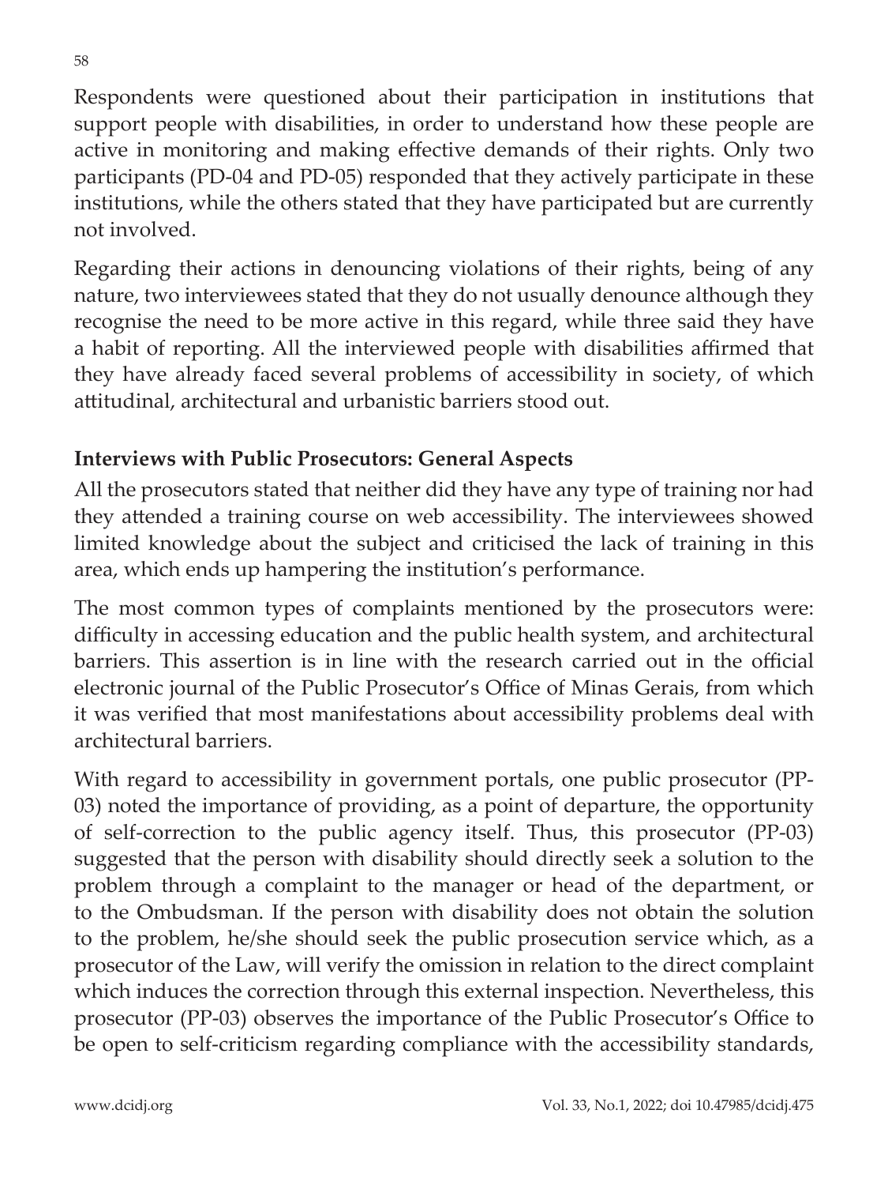Respondents were questioned about their participation in institutions that support people with disabilities, in order to understand how these people are active in monitoring and making effective demands of their rights. Only two participants (PD-04 and PD-05) responded that they actively participate in these institutions, while the others stated that they have participated but are currently not involved.

Regarding their actions in denouncing violations of their rights, being of any nature, two interviewees stated that they do not usually denounce although they recognise the need to be more active in this regard, while three said they have a habit of reporting. All the interviewed people with disabilities affirmed that they have already faced several problems of accessibility in society, of which attitudinal, architectural and urbanistic barriers stood out.

## Interviews with Public Prosecutors: General Aspects

All the prosecutors stated that neither did they have any type of training nor had they attended a training course on web accessibility. The interviewees showed limited knowledge about the subject and criticised the lack of training in this area, which ends up hampering the institution's performance.

The most common types of complaints mentioned by the prosecutors were: difficulty in accessing education and the public health system, and architectural barriers. This assertion is in line with the research carried out in the official electronic journal of the Public Prosecutor's Office of Minas Gerais, from which it was verified that most manifestations about accessibility problems deal with architectural barriers.

With regard to accessibility in government portals, one public prosecutor (PP-03) noted the importance of providing, as a point of departure, the opportunity of self-correction to the public agency itself. Thus, this prosecutor (PP-03) suggested that the person with disability should directly seek a solution to the problem through a complaint to the manager or head of the department, or to the Ombudsman. If the person with disability does not obtain the solution to the problem, he/she should seek the public prosecution service which, as a prosecutor of the Law, will verify the omission in relation to the direct complaint which induces the correction through this external inspection. Nevertheless, this prosecutor (PP-03) observes the importance of the Public Prosecutor's Office to be open to self-criticism regarding compliance with the accessibility standards,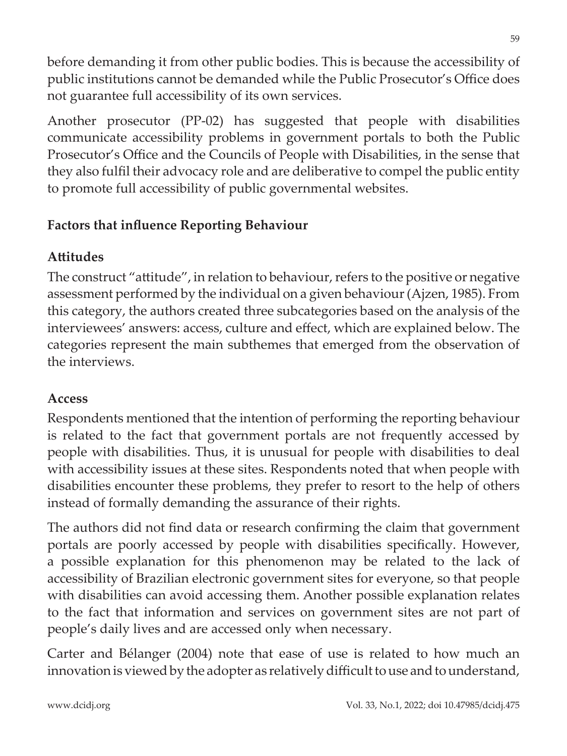before demanding it from other public bodies. This is because the accessibility of public institutions cannot be demanded while the Public Prosecutor's Office does not guarantee full accessibility of its own services.

Another prosecutor (PP-02) has suggested that people with disabilities communicate accessibility problems in government portals to both the Public Prosecutor's Office and the Councils of People with Disabilities, in the sense that they also fulfil their advocacy role and are deliberative to compel the public entity to promote full accessibility of public governmental websites.

## Factors that influence Reporting Behaviour

### Attitudes

The construct "attitude", in relation to behaviour, refers to the positive or negative assessment performed by the individual on a given behaviour (Ajzen, 1985). From this category, the authors created three subcategories based on the analysis of the interviewees' answers: access, culture and effect, which are explained below. The categories represent the main subthemes that emerged from the observation of the interviews.

### Access

Respondents mentioned that the intention of performing the reporting behaviour is related to the fact that government portals are not frequently accessed by people with disabilities. Thus, it is unusual for people with disabilities to deal with accessibility issues at these sites. Respondents noted that when people with disabilities encounter these problems, they prefer to resort to the help of others instead of formally demanding the assurance of their rights.

The authors did not find data or research confirming the claim that government portals are poorly accessed by people with disabilities specifically. However, a possible explanation for this phenomenon may be related to the lack of accessibility of Brazilian electronic government sites for everyone, so that people with disabilities can avoid accessing them. Another possible explanation relates to the fact that information and services on government sites are not part of people's daily lives and are accessed only when necessary.

Carter and Bélanger (2004) note that ease of use is related to how much an innovation is viewed by the adopter as relatively difficult to use and to understand,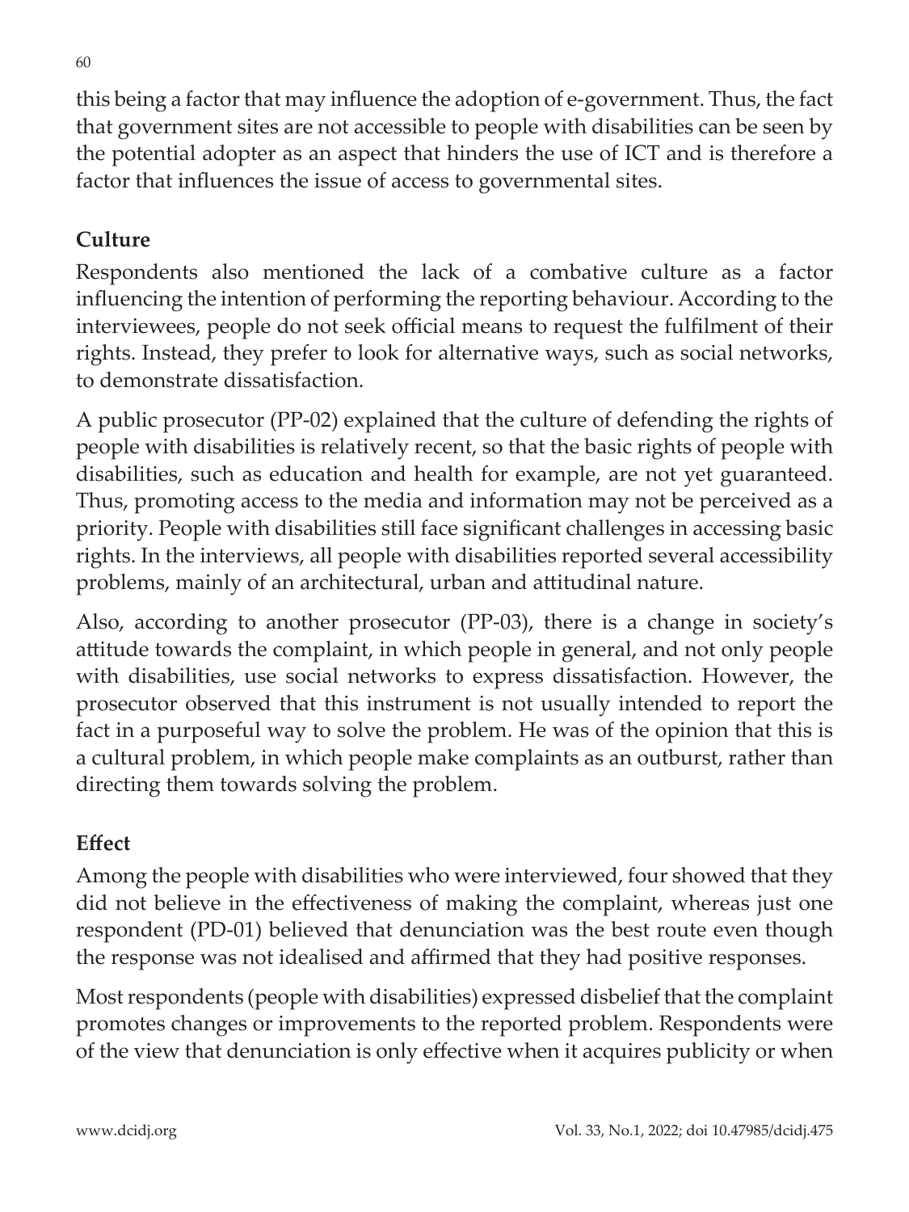this being a factor that may influence the adoption of e-government. Thus, the fact that government sites are not accessible to people with disabilities can be seen by the potential adopter as an aspect that hinders the use of ICT and is therefore a factor that influences the issue of access to governmental sites.

### Culture

Respondents also mentioned the lack of a combative culture as a factor influencing the intention of performing the reporting behaviour. According to the interviewees, people do not seek official means to request the fulfilment of their rights. Instead, they prefer to look for alternative ways, such as social networks, to demonstrate dissatisfaction.

A public prosecutor (PP-02) explained that the culture of defending the rights of people with disabilities is relatively recent, so that the basic rights of people with disabilities, such as education and health for example, are not yet guaranteed. Thus, promoting access to the media and information may not be perceived as a priority. People with disabilities still face significant challenges in accessing basic rights. In the interviews, all people with disabilities reported several accessibility problems, mainly of an architectural, urban and attitudinal nature.

Also, according to another prosecutor (PP-03), there is a change in society's attitude towards the complaint, in which people in general, and not only people with disabilities, use social networks to express dissatisfaction. However, the prosecutor observed that this instrument is not usually intended to report the fact in a purposeful way to solve the problem. He was of the opinion that this is a cultural problem, in which people make complaints as an outburst, rather than directing them towards solving the problem.

### Effect

Among the people with disabilities who were interviewed, four showed that they did not believe in the effectiveness of making the complaint, whereas just one respondent (PD-01) believed that denunciation was the best route even though the response was not idealised and affirmed that they had positive responses.

Most respondents (people with disabilities) expressed disbelief that the complaint promotes changes or improvements to the reported problem. Respondents were of the view that denunciation is only effective when it acquires publicity or when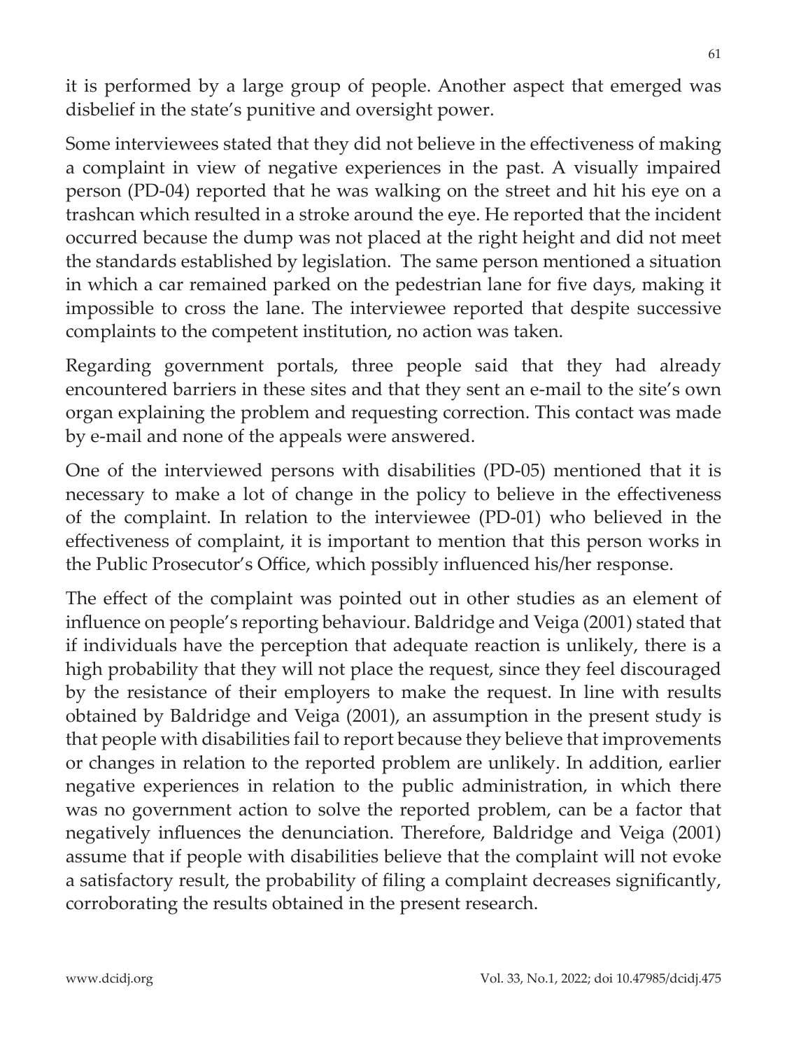it is performed by a large group of people. Another aspect that emerged was disbelief in the state's punitive and oversight power.

Some interviewees stated that they did not believe in the effectiveness of making a complaint in view of negative experiences in the past. A visually impaired person (PD-04) reported that he was walking on the street and hit his eye on a trashcan which resulted in a stroke around the eye. He reported that the incident occurred because the dump was not placed at the right height and did not meet the standards established by legislation. The same person mentioned a situation in which a car remained parked on the pedestrian lane for five days, making it impossible to cross the lane. The interviewee reported that despite successive complaints to the competent institution, no action was taken.

Regarding government portals, three people said that they had already encountered barriers in these sites and that they sent an e-mail to the site's own organ explaining the problem and requesting correction. This contact was made by e-mail and none of the appeals were answered.

One of the interviewed persons with disabilities (PD-05) mentioned that it is necessary to make a lot of change in the policy to believe in the effectiveness of the complaint. In relation to the interviewee (PD-01) who believed in the effectiveness of complaint, it is important to mention that this person works in the Public Prosecutor's Office, which possibly influenced his/her response.

The effect of the complaint was pointed out in other studies as an element of influence on people's reporting behaviour. Baldridge and Veiga (2001) stated that if individuals have the perception that adequate reaction is unlikely, there is a high probability that they will not place the request, since they feel discouraged by the resistance of their employers to make the request. In line with results obtained by Baldridge and Veiga (2001), an assumption in the present study is that people with disabilities fail to report because they believe that improvements or changes in relation to the reported problem are unlikely. In addition, earlier negative experiences in relation to the public administration, in which there was no government action to solve the reported problem, can be a factor that negatively influences the denunciation. Therefore, Baldridge and Veiga (2001) assume that if people with disabilities believe that the complaint will not evoke a satisfactory result, the probability of filing a complaint decreases significantly, corroborating the results obtained in the present research.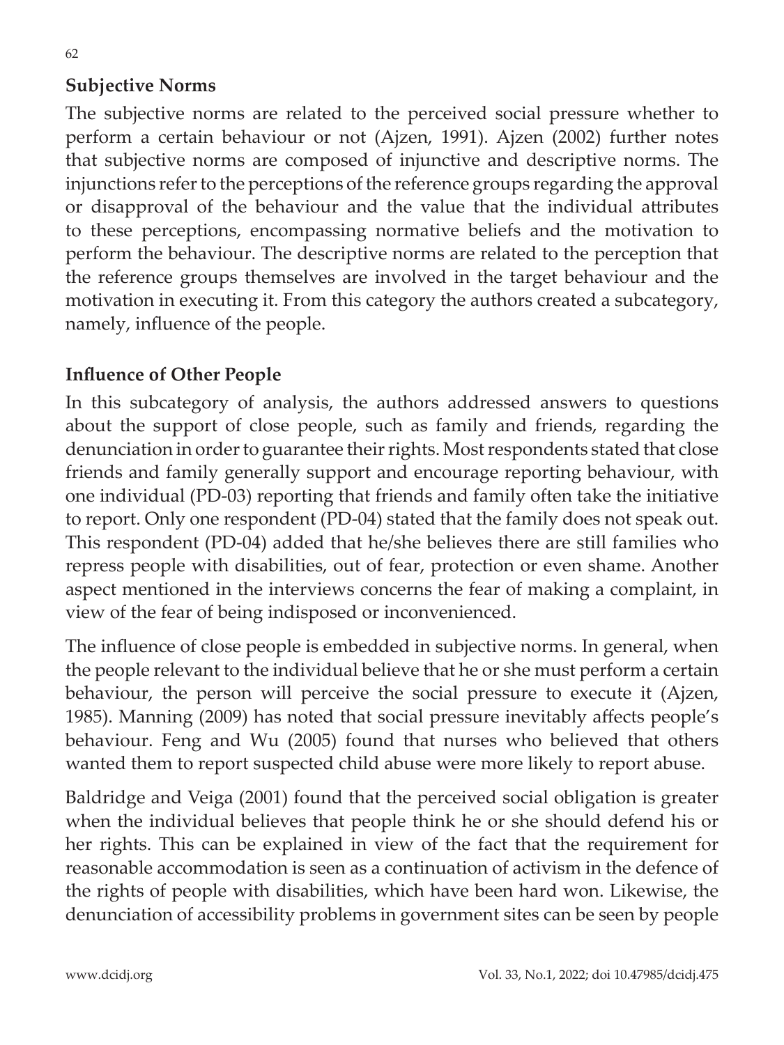## Subjective Norms

The subjective norms are related to the perceived social pressure whether to perform a certain behaviour or not (Ajzen, 1991). Ajzen (2002) further notes that subjective norms are composed of injunctive and descriptive norms. The injunctions refer to the perceptions of the reference groups regarding the approval or disapproval of the behaviour and the value that the individual attributes to these perceptions, encompassing normative beliefs and the motivation to perform the behaviour. The descriptive norms are related to the perception that the reference groups themselves are involved in the target behaviour and the motivation in executing it. From this category the authors created a subcategory, namely, influence of the people.

## Influence of Other People

In this subcategory of analysis, the authors addressed answers to questions about the support of close people, such as family and friends, regarding the denunciation in order to guarantee their rights. Most respondents stated that close friends and family generally support and encourage reporting behaviour, with one individual (PD-03) reporting that friends and family often take the initiative to report. Only one respondent (PD-04) stated that the family does not speak out. This respondent (PD-04) added that he/she believes there are still families who repress people with disabilities, out of fear, protection or even shame. Another aspect mentioned in the interviews concerns the fear of making a complaint, in view of the fear of being indisposed or inconvenienced.

The influence of close people is embedded in subjective norms. In general, when the people relevant to the individual believe that he or she must perform a certain behaviour, the person will perceive the social pressure to execute it (Ajzen, 1985). Manning (2009) has noted that social pressure inevitably affects people's behaviour. Feng and Wu (2005) found that nurses who believed that others wanted them to report suspected child abuse were more likely to report abuse.

Baldridge and Veiga (2001) found that the perceived social obligation is greater when the individual believes that people think he or she should defend his or her rights. This can be explained in view of the fact that the requirement for reasonable accommodation is seen as a continuation of activism in the defence of the rights of people with disabilities, which have been hard won. Likewise, the denunciation of accessibility problems in government sites can be seen by people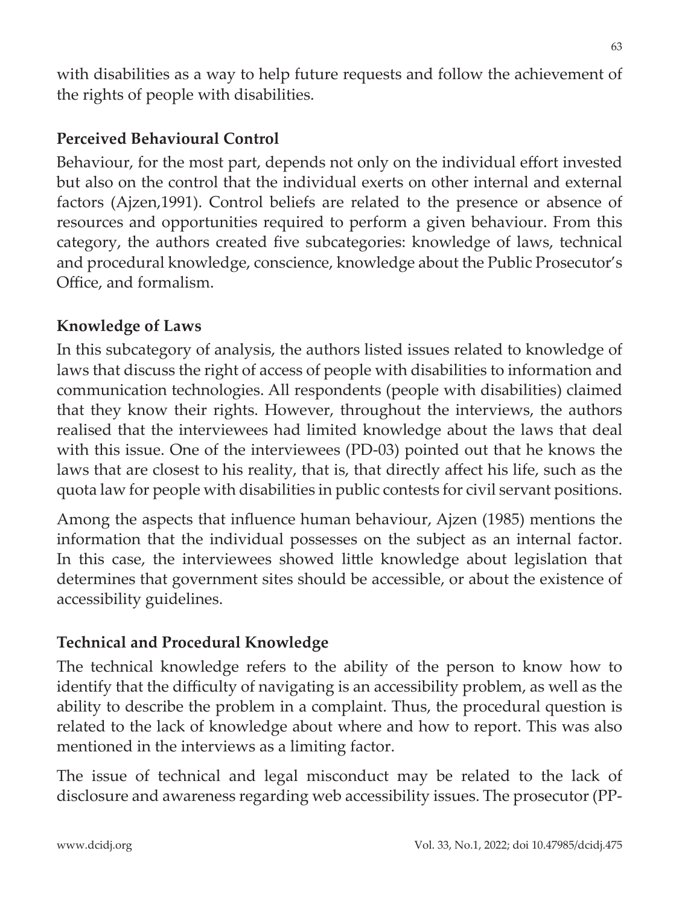with disabilities as a way to help future requests and follow the achievement of the rights of people with disabilities.

## Perceived Behavioural Control

Behaviour, for the most part, depends not only on the individual effort invested but also on the control that the individual exerts on other internal and external factors (Ajzen,1991). Control beliefs are related to the presence or absence of resources and opportunities required to perform a given behaviour. From this category, the authors created five subcategories: knowledge of laws, technical and procedural knowledge, conscience, knowledge about the Public Prosecutor's Office, and formalism.

## Knowledge of Laws

In this subcategory of analysis, the authors listed issues related to knowledge of laws that discuss the right of access of people with disabilities to information and communication technologies. All respondents (people with disabilities) claimed that they know their rights. However, throughout the interviews, the authors realised that the interviewees had limited knowledge about the laws that deal with this issue. One of the interviewees (PD-03) pointed out that he knows the laws that are closest to his reality, that is, that directly affect his life, such as the quota law for people with disabilities in public contests for civil servant positions.

Among the aspects that influence human behaviour, Ajzen (1985) mentions the information that the individual possesses on the subject as an internal factor. In this case, the interviewees showed little knowledge about legislation that determines that government sites should be accessible, or about the existence of accessibility guidelines.

## Technical and Procedural Knowledge

The technical knowledge refers to the ability of the person to know how to identify that the difficulty of navigating is an accessibility problem, as well as the ability to describe the problem in a complaint. Thus, the procedural question is related to the lack of knowledge about where and how to report. This was also mentioned in the interviews as a limiting factor.

The issue of technical and legal misconduct may be related to the lack of disclosure and awareness regarding web accessibility issues. The prosecutor (PP-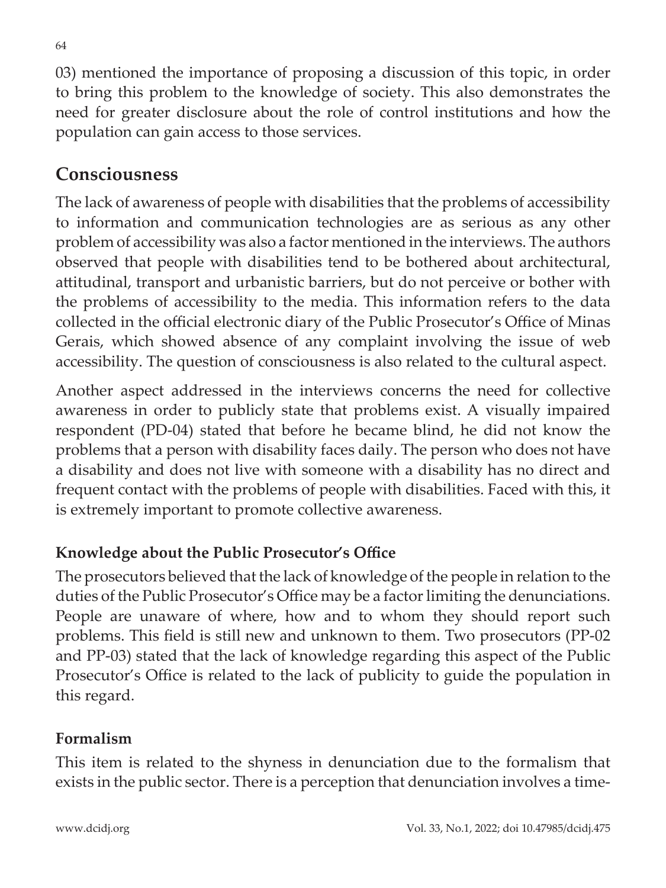03) mentioned the importance of proposing a discussion of this topic, in order to bring this problem to the knowledge of society. This also demonstrates the need for greater disclosure about the role of control institutions and how the population can gain access to those services.

## Consciousness

The lack of awareness of people with disabilities that the problems of accessibility to information and communication technologies are as serious as any other problem of accessibility was also a factor mentioned in the interviews. The authors observed that people with disabilities tend to be bothered about architectural, attitudinal, transport and urbanistic barriers, but do not perceive or bother with the problems of accessibility to the media. This information refers to the data collected in the official electronic diary of the Public Prosecutor's Office of Minas Gerais, which showed absence of any complaint involving the issue of web accessibility. The question of consciousness is also related to the cultural aspect.

Another aspect addressed in the interviews concerns the need for collective awareness in order to publicly state that problems exist. A visually impaired respondent (PD-04) stated that before he became blind, he did not know the problems that a person with disability faces daily. The person who does not have a disability and does not live with someone with a disability has no direct and frequent contact with the problems of people with disabilities. Faced with this, it is extremely important to promote collective awareness.

### Knowledge about the Public Prosecutor's Office

The prosecutors believed that the lack of knowledge of the people in relation to the duties of the Public Prosecutor's Office may be a factor limiting the denunciations. People are unaware of where, how and to whom they should report such problems. This field is still new and unknown to them. Two prosecutors (PP-02 and PP-03) stated that the lack of knowledge regarding this aspect of the Public Prosecutor's Office is related to the lack of publicity to guide the population in this regard.

### Formalism

This item is related to the shyness in denunciation due to the formalism that exists in the public sector. There is a perception that denunciation involves a time-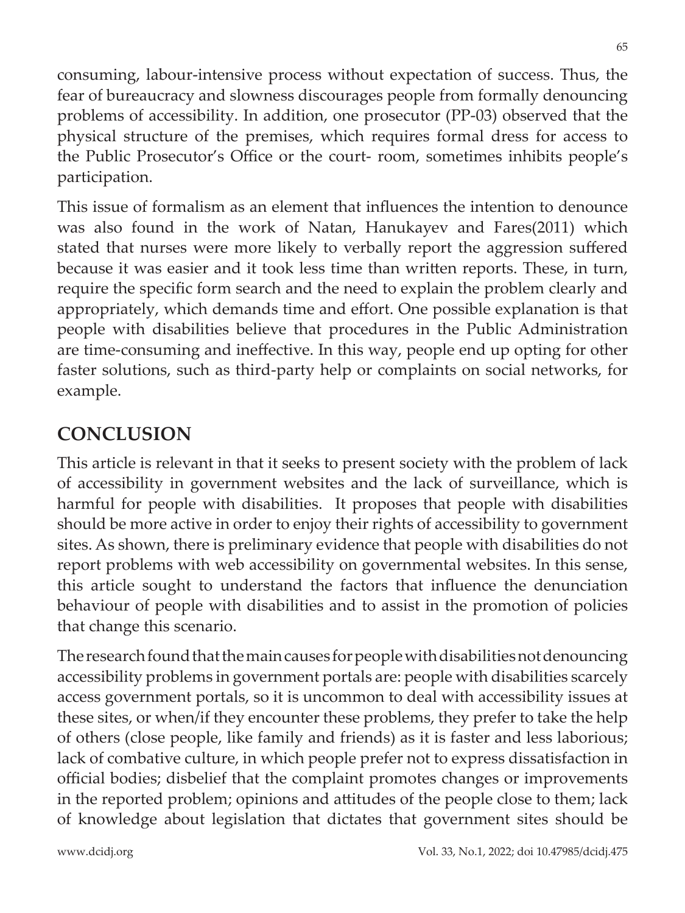consuming, labour-intensive process without expectation of success. Thus, the fear of bureaucracy and slowness discourages people from formally denouncing problems of accessibility. In addition, one prosecutor (PP-03) observed that the physical structure of the premises, which requires formal dress for access to the Public Prosecutor's Office or the court- room, sometimes inhibits people's participation.

This issue of formalism as an element that influences the intention to denounce was also found in the work of Natan, Hanukayev and Fares(2011) which stated that nurses were more likely to verbally report the aggression suffered because it was easier and it took less time than written reports. These, in turn, require the specific form search and the need to explain the problem clearly and appropriately, which demands time and effort. One possible explanation is that people with disabilities believe that procedures in the Public Administration are time-consuming and ineffective. In this way, people end up opting for other faster solutions, such as third-party help or complaints on social networks, for example.

## CONCLUSION

This article is relevant in that it seeks to present society with the problem of lack of accessibility in government websites and the lack of surveillance, which is harmful for people with disabilities. It proposes that people with disabilities should be more active in order to enjoy their rights of accessibility to government sites. As shown, there is preliminary evidence that people with disabilities do not report problems with web accessibility on governmental websites. In this sense, this article sought to understand the factors that influence the denunciation behaviour of people with disabilities and to assist in the promotion of policies that change this scenario.

The research found that the main causes for people with disabilities not denouncing accessibility problems in government portals are: people with disabilities scarcely access government portals, so it is uncommon to deal with accessibility issues at these sites, or when/if they encounter these problems, they prefer to take the help of others (close people, like family and friends) as it is faster and less laborious; lack of combative culture, in which people prefer not to express dissatisfaction in official bodies; disbelief that the complaint promotes changes or improvements in the reported problem; opinions and attitudes of the people close to them; lack of knowledge about legislation that dictates that government sites should be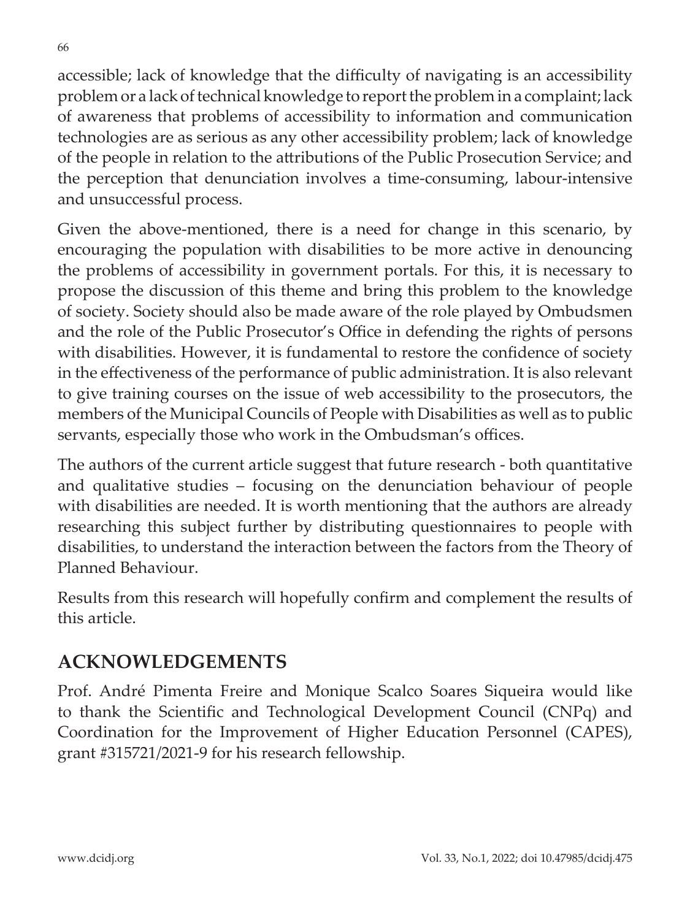accessible; lack of knowledge that the difficulty of navigating is an accessibility problem or a lack of technical knowledge to report the problem in a complaint; lack of awareness that problems of accessibility to information and communication technologies are as serious as any other accessibility problem; lack of knowledge of the people in relation to the attributions of the Public Prosecution Service; and the perception that denunciation involves a time-consuming, labour-intensive and unsuccessful process.

Given the above-mentioned, there is a need for change in this scenario, by encouraging the population with disabilities to be more active in denouncing the problems of accessibility in government portals. For this, it is necessary to propose the discussion of this theme and bring this problem to the knowledge of society. Society should also be made aware of the role played by Ombudsmen and the role of the Public Prosecutor's Office in defending the rights of persons with disabilities. However, it is fundamental to restore the confidence of society in the effectiveness of the performance of public administration. It is also relevant to give training courses on the issue of web accessibility to the prosecutors, the members of the Municipal Councils of People with Disabilities as well as to public servants, especially those who work in the Ombudsman's offices.

The authors of the current article suggest that future research - both quantitative and qualitative studies – focusing on the denunciation behaviour of people with disabilities are needed. It is worth mentioning that the authors are already researching this subject further by distributing questionnaires to people with disabilities, to understand the interaction between the factors from the Theory of Planned Behaviour.

Results from this research will hopefully confirm and complement the results of this article.

## ACKNOWLEDGEMENTS

Prof. André Pimenta Freire and Monique Scalco Soares Siqueira would like to thank the Scientific and Technological Development Council (CNPq) and Coordination for the Improvement of Higher Education Personnel (CAPES), grant #315721/2021-9 for his research fellowship.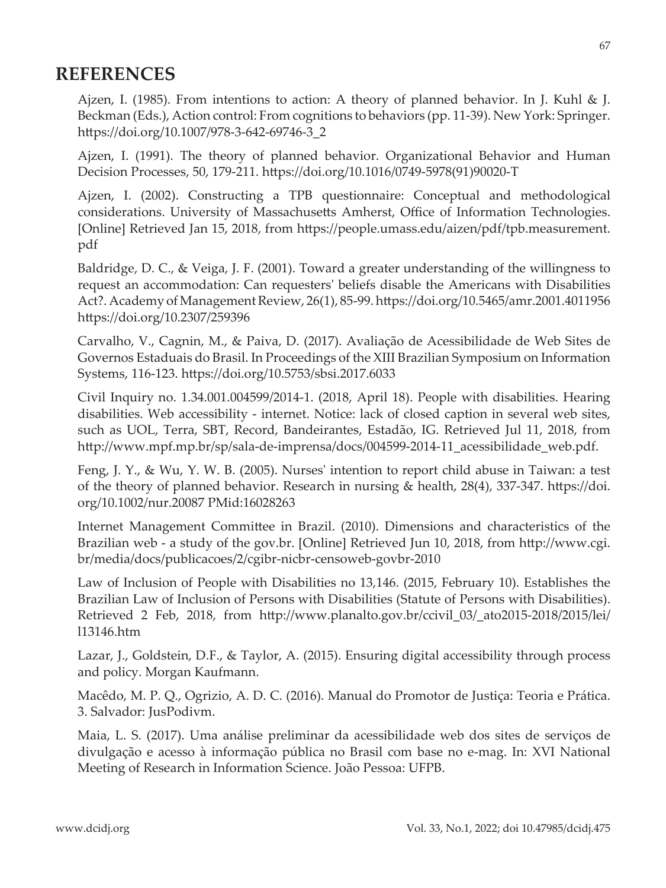## REFERENCES

Ajzen, I. (1985). From intentions to action: A theory of planned behavior. In J. Kuhl & J. Beckman (Eds.), Action control: From cognitions to behaviors (pp. 11-39). New York: Springer. https://doi.org/10.1007/978-3-642-69746-3_2

Ajzen, I. (1991). The theory of planned behavior. Organizational Behavior and Human Decision Processes, 50, 179-211. https://doi.org/10.1016/0749-5978(91)90020-T

Ajzen, I. (2002). Constructing a TPB questionnaire: Conceptual and methodological considerations. University of Massachusetts Amherst, Office of Information Technologies. [Online] Retrieved Jan 15, 2018, from https://people.umass.edu/aizen/pdf/tpb.measurement.pdf

Baldridge, D. C., & Veiga, J. F. (2001). Toward a greater understanding of the willingness to request an accommodation: Can requesters' beliefs disable the Americans with Disabilities Act?. Academy of Management Review, 26(1), 85-99. https://doi.org/10.5465/amr.2001.4011956 https://doi.org/10.2307/259396

Carvalho, V., Cagnin, M., & Paiva, D. (2017). Avaliação de Acessibilidade de Web Sites de Governos Estaduais do Brasil. In Proceedings of the XIII Brazilian Symposium on Information Systems, 116-123. https://doi.org/10.5753/sbsi.2017.6033

Civil Inquiry no. 1.34.001.004599/2014-1. (2018, April 18). People with disabilities. Hearing disabilities. Web accessibility - internet. Notice: lack of closed caption in several web sites, such as UOL, Terra, SBT, Record, Bandeirantes, Estadão, IG. Retrieved Jul 11, 2018, from http://www.mpf.mp.br/sp/sala-de-imprensa/docs/004599-2014-11_acessibilidade_web.pdf.

Feng, J. Y., & Wu, Y. W. B. (2005). Nurses' intention to report child abuse in Taiwan: a test of the theory of planned behavior. Research in nursing & health, 28(4), 337-347. https://doi.org/10.1002/nur.20087 PMid:16028263

Internet Management Committee in Brazil. (2010). Dimensions and characteristics of the Brazilian web - a study of the gov.br. [Online] Retrieved Jun 10, 2018, from http://www.cgi.br/media/docs/publicacoes/2/cgibr-nicbr-censoweb-govbr-2010

Law of Inclusion of People with Disabilities no 13,146. (2015, February 10). Establishes the Brazilian Law of Inclusion of Persons with Disabilities (Statute of Persons with Disabilities). Retrieved 2 Feb, 2018, from http://www.planalto.gov.br/ccivil_03/_ato2015-2018/2015/lei/l13146.htm

Lazar, J., Goldstein, D.F., & Taylor, A. (2015). Ensuring digital accessibility through process and policy. Morgan Kaufmann.

Macêdo, M. P. Q., Ogrizio, A. D. C. (2016). Manual do Promotor de Justiça: Teoria e Prática. 3. Salvador: JusPodivm.

Maia, L. S. (2017). Uma análise preliminar da acessibilidade web dos sites de serviços de divulgação e acesso à informação pública no Brasil com base no e-mag. In: XVI National Meeting of Research in Information Science. João Pessoa: UFPB.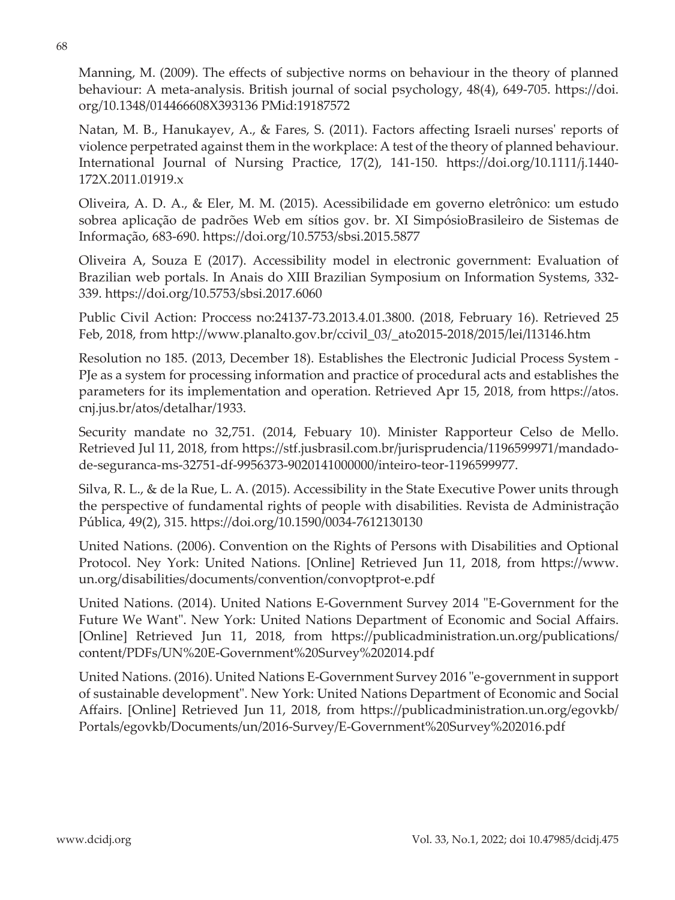Manning, M. (2009). The effects of subjective norms on behaviour in the theory of planned behaviour: A meta-analysis. British journal of social psychology, 48(4), 649-705. https://doi.org/10.1348/014466608X393136 PMid:19187572

Natan, M. B., Hanukayev, A., & Fares, S. (2011). Factors affecting Israeli nurses' reports of violence perpetrated against them in the workplace: A test of the theory of planned behaviour. International Journal of Nursing Practice, 17(2), 141-150. https://doi.org/10.1111/j.1440-172X.2011.01919.x

Oliveira, A. D. A., & Eler, M. M. (2015). Acessibilidade em governo eletrônico: um estudo sobrea aplicação de padrões Web em sítios gov. br. XI SimpósioBrasileiro de Sistemas de Informação, 683-690. https://doi.org/10.5753/sbsi.2015.5877

Oliveira A, Souza E (2017). Accessibility model in electronic government: Evaluation of Brazilian web portals. In Anais do XIII Brazilian Symposium on Information Systems, 332-339. https://doi.org/10.5753/sbsi.2017.6060

Public Civil Action: Proccess no:24137-73.2013.4.01.3800. (2018, February 16). Retrieved 25 Feb, 2018, from http://www.planalto.gov.br/ccivil_03/_ato2015-2018/2015/lei/l13146.htm

Resolution no 185. (2013, December 18). Establishes the Electronic Judicial Process System - PJe as a system for processing information and practice of procedural acts and establishes the parameters for its implementation and operation. Retrieved Apr 15, 2018, from https://atos.cnj.jus.br/atos/detalhar/1933.

Security mandate no 32,751. (2014, Febuary 10). Minister Rapporteur Celso de Mello. Retrieved Jul 11, 2018, from https://stf.jusbrasil.com.br/jurisprudencia/1196599971/mandado-de-seguranca-ms-32751-df-9956373-9020141000000/inteiro-teor-1196599977.

Silva, R. L., & de la Rue, L. A. (2015). Accessibility in the State Executive Power units through the perspective of fundamental rights of people with disabilities. Revista de Administração Pública, 49(2), 315. https://doi.org/10.1590/0034-7612130130

United Nations. (2006). Convention on the Rights of Persons with Disabilities and Optional Protocol. Ney York: United Nations. [Online] Retrieved Jun 11, 2018, from https://www.un.org/disabilities/documents/convention/convoptprot-e.pdf

United Nations. (2014). United Nations E-Government Survey 2014 "E-Government for the Future We Want". New York: United Nations Department of Economic and Social Affairs. [Online] Retrieved Jun 11, 2018, from https://publicadministration.un.org/publications/content/PDFs/UN%20E-Government%20Survey%202014.pdf

United Nations. (2016). United Nations E-Government Survey 2016 "e-government in support of sustainable development". New York: United Nations Department of Economic and Social Affairs. [Online] Retrieved Jun 11, 2018, from https://publicadministration.un.org/egovkb/Portals/egovkb/Documents/un/2016-Survey/E-Government%20Survey%202016.pdf